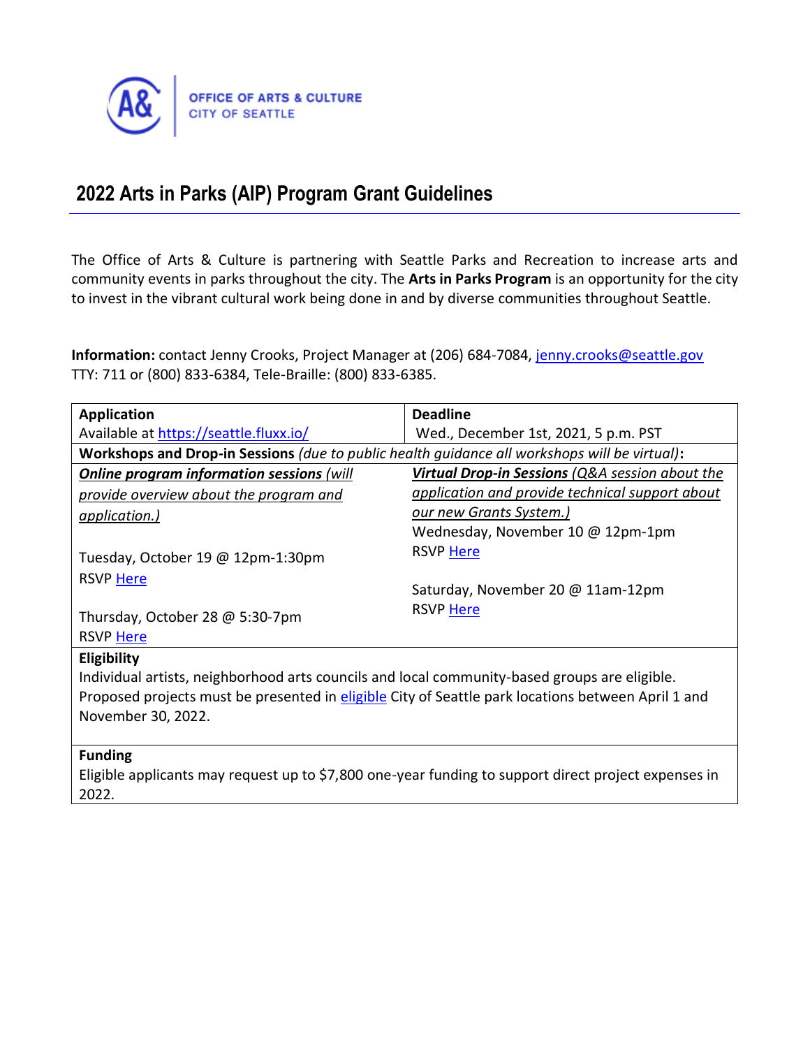OFFICE OF ARTS & CULTURE
CITY OF SEATTLE

# 2022 Arts in Parks (AIP) Program Grant Guidelines

The Office of Arts & Culture is partnering with Seattle Parks and Recreation to increase arts and community events in parks throughout the city. The **Arts in Parks Program** is an opportunity for the city to invest in the vibrant cultural work being done in and by diverse communities throughout Seattle.

**Information:** contact Jenny Crooks, Project Manager at (206) 684-7084, jenny.crooks@seattle.gov
TTY: 711 or (800) 833-6384, Tele-Braille: (800) 833-6385.

| **Application**<br>Available at https://seattle.fluxx.io/ | **Deadline**<br>Wed., December 1st, 2021, 5 p.m. PST |
|---|---|
| **Workshops and Drop-in Sessions** *(due to public health guidance all workshops will be virtual)*: | |
| ***Online program information sessions*** *(will provide overview about the program and application.)*<br><br>Tuesday, October 19 @ 12pm-1:30pm<br>RSVP Here<br><br>Thursday, October 28 @ 5:30-7pm<br>RSVP Here | ***Virtual Drop-in Sessions*** *(Q&A session about the application and provide technical support about our new Grants System.)*<br>Wednesday, November 10 @ 12pm-1pm<br>RSVP Here<br><br>Saturday, November 20 @ 11am-12pm<br>RSVP Here |
| **Eligibility**<br>Individual artists, neighborhood arts councils and local community-based groups are eligible. Proposed projects must be presented in eligible City of Seattle park locations between April 1 and November 30, 2022. | |
| **Funding**<br>Eligible applicants may request up to $7,800 one-year funding to support direct project expenses in 2022. | |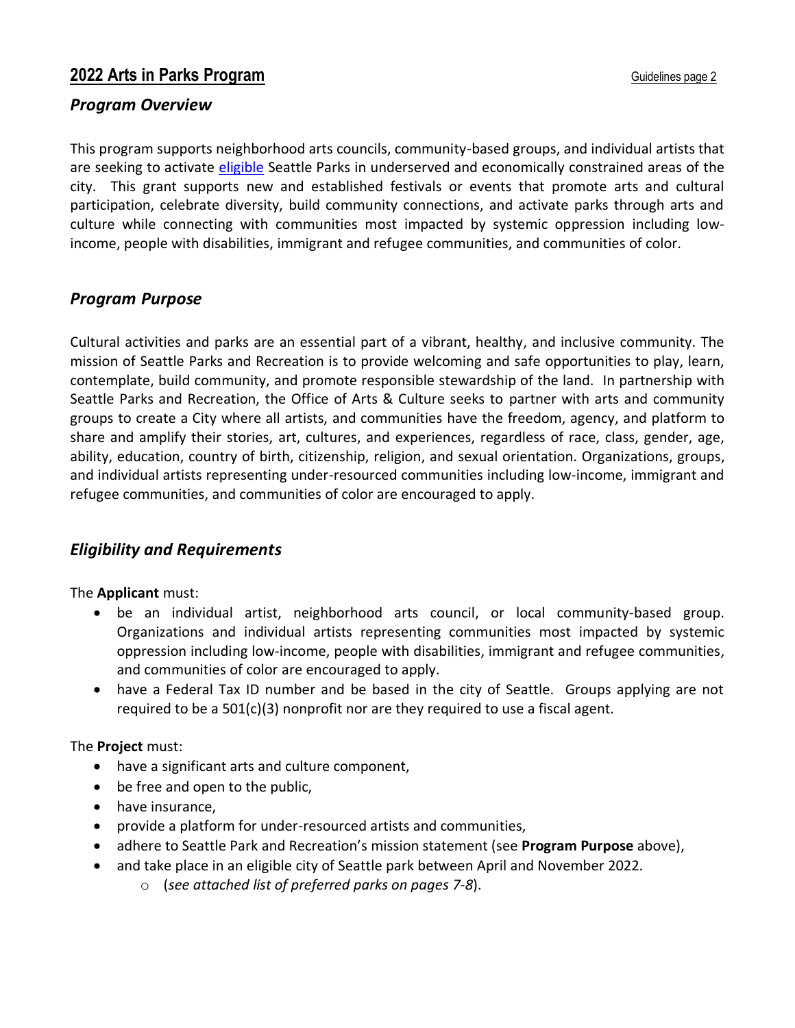## 2022 Arts in Parks Program

### *Program Overview*

This program supports neighborhood arts councils, community-based groups, and individual artists that are seeking to activate eligible Seattle Parks in underserved and economically constrained areas of the city. This grant supports new and established festivals or events that promote arts and cultural participation, celebrate diversity, build community connections, and activate parks through arts and culture while connecting with communities most impacted by systemic oppression including low-income, people with disabilities, immigrant and refugee communities, and communities of color.

### *Program Purpose*

Cultural activities and parks are an essential part of a vibrant, healthy, and inclusive community. The mission of Seattle Parks and Recreation is to provide welcoming and safe opportunities to play, learn, contemplate, build community, and promote responsible stewardship of the land. In partnership with Seattle Parks and Recreation, the Office of Arts & Culture seeks to partner with arts and community groups to create a City where all artists, and communities have the freedom, agency, and platform to share and amplify their stories, art, cultures, and experiences, regardless of race, class, gender, age, ability, education, country of birth, citizenship, religion, and sexual orientation. Organizations, groups, and individual artists representing under-resourced communities including low-income, immigrant and refugee communities, and communities of color are encouraged to apply.

### *Eligibility and Requirements*

The **Applicant** must:

- be an individual artist, neighborhood arts council, or local community-based group. Organizations and individual artists representing communities most impacted by systemic oppression including low-income, people with disabilities, immigrant and refugee communities, and communities of color are encouraged to apply.
- have a Federal Tax ID number and be based in the city of Seattle. Groups applying are not required to be a 501(c)(3) nonprofit nor are they required to use a fiscal agent.

The **Project** must:

- have a significant arts and culture component,
- be free and open to the public,
- have insurance,
- provide a platform for under-resourced artists and communities,
- adhere to Seattle Park and Recreation's mission statement (see **Program Purpose** above),
- and take place in an eligible city of Seattle park between April and November 2022.
  - (*see attached list of preferred parks on pages 7-8*).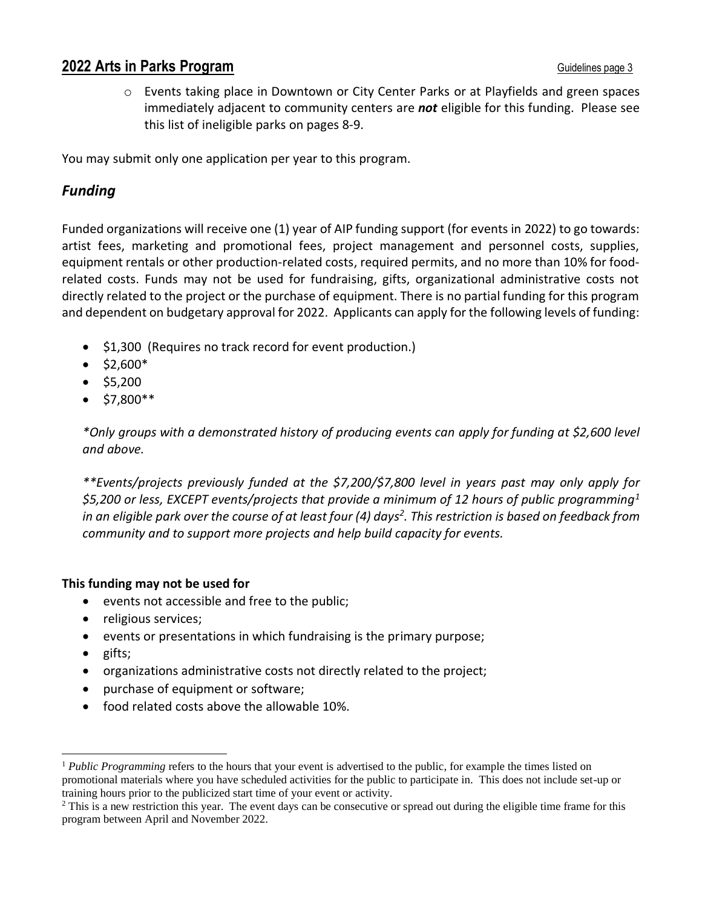- Events taking place in Downtown or City Center Parks or at Playfields and green spaces immediately adjacent to community centers are ***not*** eligible for this funding. Please see this list of ineligible parks on pages 8-9.

You may submit only one application per year to this program.

## *Funding*

Funded organizations will receive one (1) year of AIP funding support (for events in 2022) to go towards: artist fees, marketing and promotional fees, project management and personnel costs, supplies, equipment rentals or other production-related costs, required permits, and no more than 10% for food-related costs. Funds may not be used for fundraising, gifts, organizational administrative costs not directly related to the project or the purchase of equipment. There is no partial funding for this program and dependent on budgetary approval for 2022. Applicants can apply for the following levels of funding:

- $1,300 (Requires no track record for event production.)
- $2,600*
- $5,200
- $7,800**

*\*Only groups with a demonstrated history of producing events can apply for funding at $2,600 level and above.*

*\*\*Events/projects previously funded at the $7,200/$7,800 level in years past may only apply for $5,200 or less, EXCEPT events/projects that provide a minimum of 12 hours of public programming[1] in an eligible park over the course of at least four (4) days[2]. This restriction is based on feedback from community and to support more projects and help build capacity for events.*

**This funding may not be used for**

- events not accessible and free to the public;
- religious services;
- events or presentations in which fundraising is the primary purpose;
- gifts;
- organizations administrative costs not directly related to the project;
- purchase of equipment or software;
- food related costs above the allowable 10%.

---

[1] *Public Programming* refers to the hours that your event is advertised to the public, for example the times listed on promotional materials where you have scheduled activities for the public to participate in. This does not include set-up or training hours prior to the publicized start time of your event or activity.

[2] This is a new restriction this year. The event days can be consecutive or spread out during the eligible time frame for this program between April and November 2022.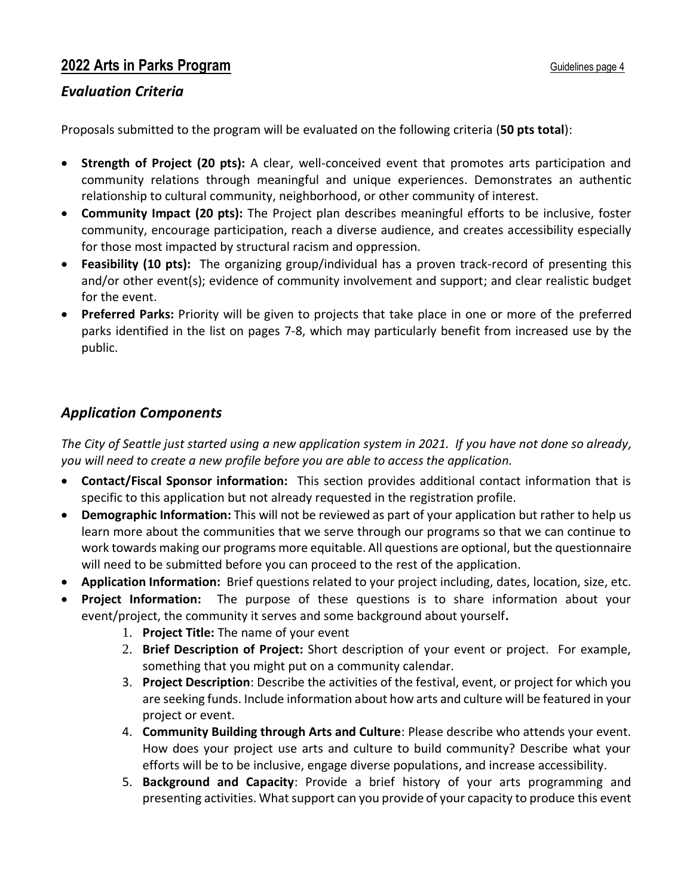## 2022 Arts in Parks Program

### *Evaluation Criteria*

Proposals submitted to the program will be evaluated on the following criteria (**50 pts total**):

- **Strength of Project (20 pts):** A clear, well-conceived event that promotes arts participation and community relations through meaningful and unique experiences. Demonstrates an authentic relationship to cultural community, neighborhood, or other community of interest.
- **Community Impact (20 pts):** The Project plan describes meaningful efforts to be inclusive, foster community, encourage participation, reach a diverse audience, and creates accessibility especially for those most impacted by structural racism and oppression.
- **Feasibility (10 pts):** The organizing group/individual has a proven track-record of presenting this and/or other event(s); evidence of community involvement and support; and clear realistic budget for the event.
- **Preferred Parks:** Priority will be given to projects that take place in one or more of the preferred parks identified in the list on pages 7-8, which may particularly benefit from increased use by the public.

### *Application Components*

*The City of Seattle just started using a new application system in 2021. If you have not done so already, you will need to create a new profile before you are able to access the application.*

- **Contact/Fiscal Sponsor information:** This section provides additional contact information that is specific to this application but not already requested in the registration profile.
- **Demographic Information:** This will not be reviewed as part of your application but rather to help us learn more about the communities that we serve through our programs so that we can continue to work towards making our programs more equitable. All questions are optional, but the questionnaire will need to be submitted before you can proceed to the rest of the application.
- **Application Information:** Brief questions related to your project including, dates, location, size, etc.
- **Project Information:** The purpose of these questions is to share information about your event/project, the community it serves and some background about yourself**.**
    1. **Project Title:** The name of your event
    2. **Brief Description of Project:** Short description of your event or project. For example, something that you might put on a community calendar.
    3. **Project Description**: Describe the activities of the festival, event, or project for which you are seeking funds. Include information about how arts and culture will be featured in your project or event.
    4. **Community Building through Arts and Culture**: Please describe who attends your event. How does your project use arts and culture to build community? Describe what your efforts will be to be inclusive, engage diverse populations, and increase accessibility.
    5. **Background and Capacity**: Provide a brief history of your arts programming and presenting activities. What support can you provide of your capacity to produce this event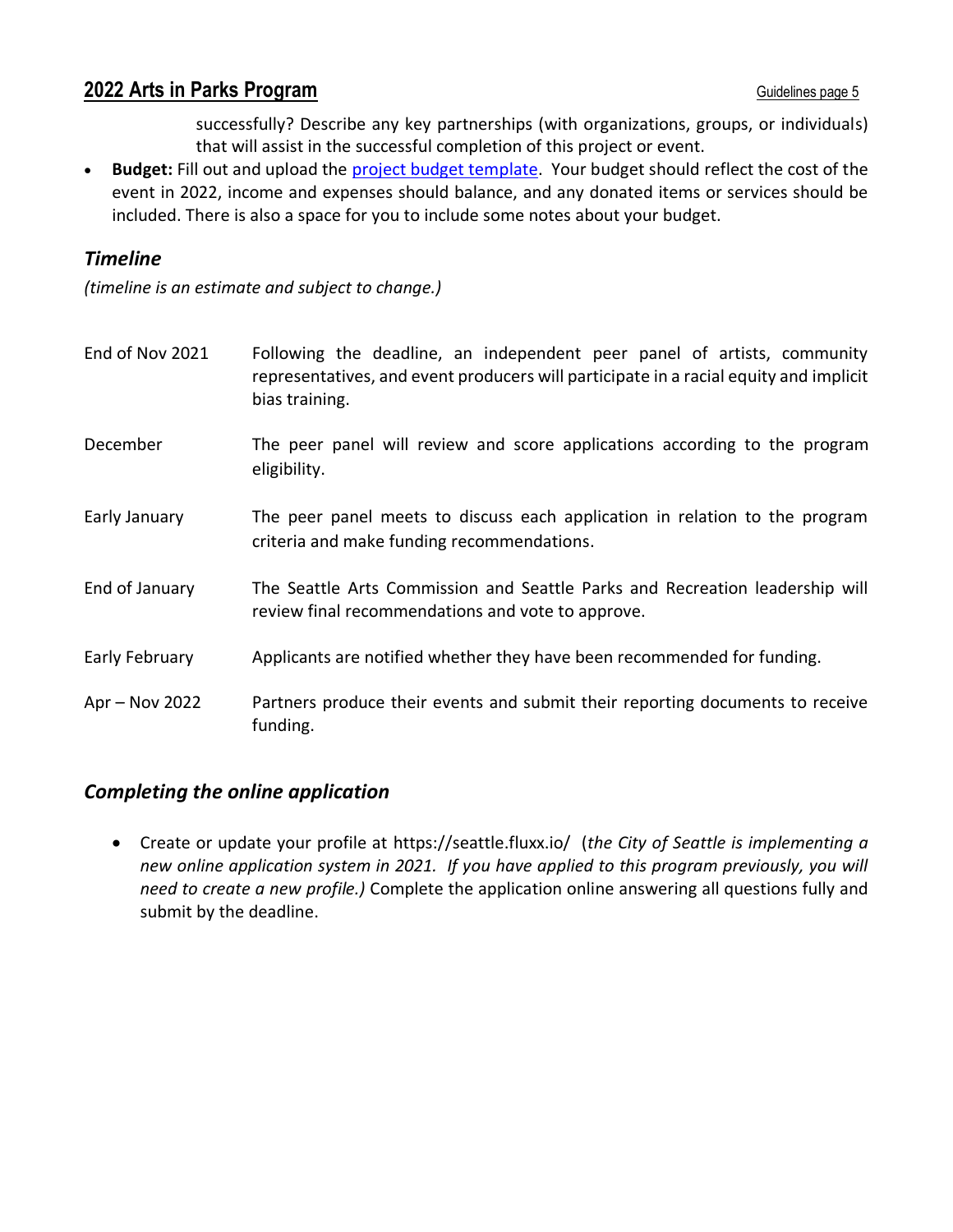successfully? Describe any key partnerships (with organizations, groups, or individuals) that will assist in the successful completion of this project or event.

- **Budget:** Fill out and upload the [project budget template](). Your budget should reflect the cost of the event in 2022, income and expenses should balance, and any donated items or services should be included. There is also a space for you to include some notes about your budget.

## *Timeline*

*(timeline is an estimate and subject to change.)*

| | |
|---|---|
| End of Nov 2021 | Following the deadline, an independent peer panel of artists, community representatives, and event producers will participate in a racial equity and implicit bias training. |
| December | The peer panel will review and score applications according to the program eligibility. |
| Early January | The peer panel meets to discuss each application in relation to the program criteria and make funding recommendations. |
| End of January | The Seattle Arts Commission and Seattle Parks and Recreation leadership will review final recommendations and vote to approve. |
| Early February | Applicants are notified whether they have been recommended for funding. |
| Apr – Nov 2022 | Partners produce their events and submit their reporting documents to receive funding. |

## *Completing the online application*

- Create or update your profile at https://seattle.fluxx.io/ (*the City of Seattle is implementing a new online application system in 2021. If you have applied to this program previously, you will need to create a new profile.)* Complete the application online answering all questions fully and submit by the deadline.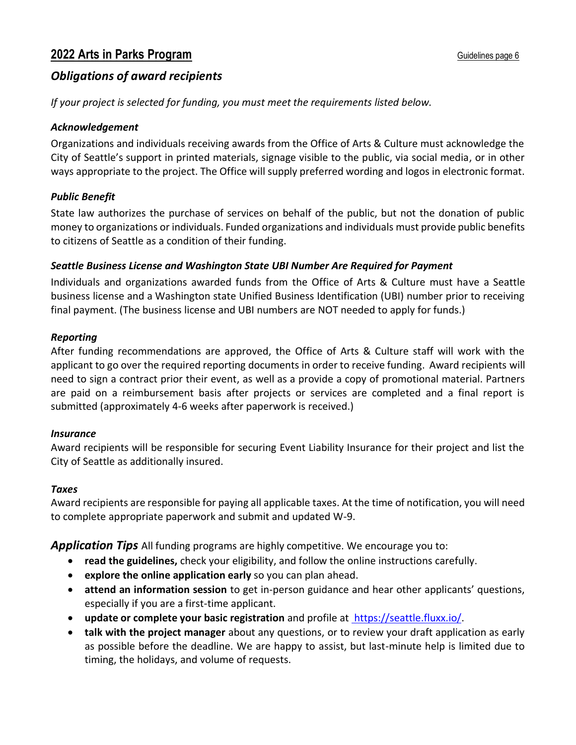## *Obligations of award recipients*

*If your project is selected for funding, you must meet the requirements listed below.*

### *Acknowledgement*

Organizations and individuals receiving awards from the Office of Arts & Culture must acknowledge the City of Seattle's support in printed materials, signage visible to the public, via social media, or in other ways appropriate to the project. The Office will supply preferred wording and logos in electronic format.

### *Public Benefit*

State law authorizes the purchase of services on behalf of the public, but not the donation of public money to organizations or individuals. Funded organizations and individuals must provide public benefits to citizens of Seattle as a condition of their funding.

### *Seattle Business License and Washington State UBI Number Are Required for Payment*

Individuals and organizations awarded funds from the Office of Arts & Culture must have a Seattle business license and a Washington state Unified Business Identification (UBI) number prior to receiving final payment. (The business license and UBI numbers are NOT needed to apply for funds.)

### *Reporting*

After funding recommendations are approved, the Office of Arts & Culture staff will work with the applicant to go over the required reporting documents in order to receive funding. Award recipients will need to sign a contract prior their event, as well as a provide a copy of promotional material. Partners are paid on a reimbursement basis after projects or services are completed and a final report is submitted (approximately 4-6 weeks after paperwork is received.)

### *Insurance*

Award recipients will be responsible for securing Event Liability Insurance for their project and list the City of Seattle as additionally insured.

### *Taxes*

Award recipients are responsible for paying all applicable taxes. At the time of notification, you will need to complete appropriate paperwork and submit and updated W-9.

***Application Tips*** All funding programs are highly competitive. We encourage you to:

- **read the guidelines,** check your eligibility, and follow the online instructions carefully.
- **explore the online application early** so you can plan ahead.
- **attend an information session** to get in-person guidance and hear other applicants' questions, especially if you are a first-time applicant.
- **update or complete your basic registration** and profile at https://seattle.fluxx.io/.
- **talk with the project manager** about any questions, or to review your draft application as early as possible before the deadline. We are happy to assist, but last-minute help is limited due to timing, the holidays, and volume of requests.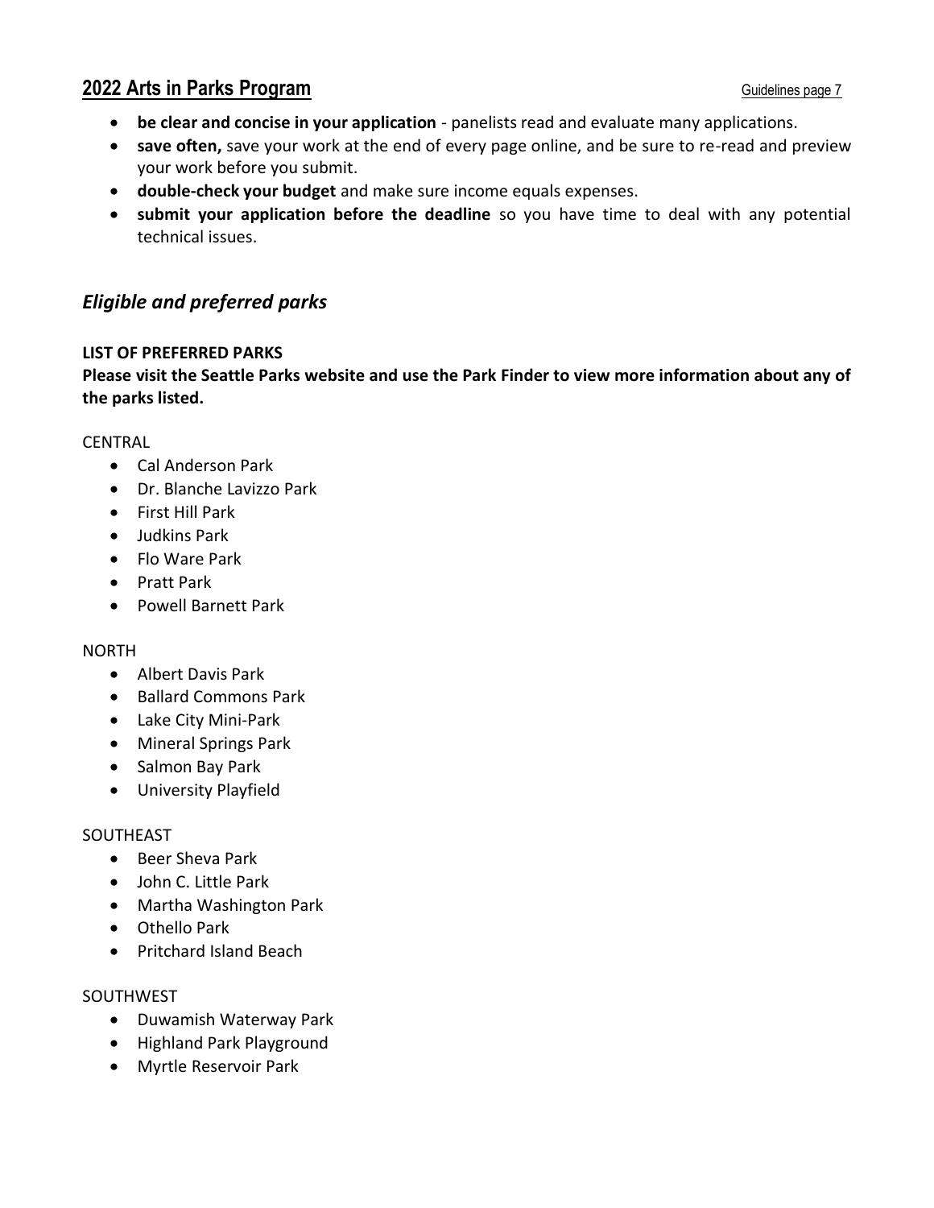- **be clear and concise in your application** - panelists read and evaluate many applications.
- **save often,** save your work at the end of every page online, and be sure to re-read and preview your work before you submit.
- **double-check your budget** and make sure income equals expenses.
- **submit your application before the deadline** so you have time to deal with any potential technical issues.

## *Eligible and preferred parks*

**LIST OF PREFERRED PARKS**

**Please visit the Seattle Parks website and use the Park Finder to view more information about any of the parks listed.**

CENTRAL

- Cal Anderson Park
- Dr. Blanche Lavizzo Park
- First Hill Park
- Judkins Park
- Flo Ware Park
- Pratt Park
- Powell Barnett Park

NORTH

- Albert Davis Park
- Ballard Commons Park
- Lake City Mini-Park
- Mineral Springs Park
- Salmon Bay Park
- University Playfield

SOUTHEAST

- Beer Sheva Park
- John C. Little Park
- Martha Washington Park
- Othello Park
- Pritchard Island Beach

SOUTHWEST

- Duwamish Waterway Park
- Highland Park Playground
- Myrtle Reservoir Park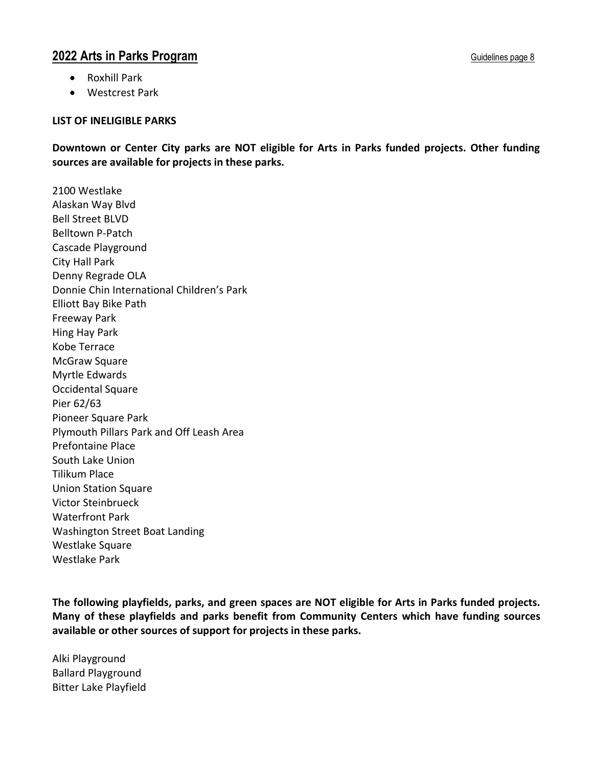- Roxhill Park
- Westcrest Park

**LIST OF INELIGIBLE PARKS**

**Downtown or Center City parks are NOT eligible for Arts in Parks funded projects. Other funding sources are available for projects in these parks.**

2100 Westlake
Alaskan Way Blvd
Bell Street BLVD
Belltown P-Patch
Cascade Playground
City Hall Park
Denny Regrade OLA
Donnie Chin International Children's Park
Elliott Bay Bike Path
Freeway Park
Hing Hay Park
Kobe Terrace
McGraw Square
Myrtle Edwards
Occidental Square
Pier 62/63
Pioneer Square Park
Plymouth Pillars Park and Off Leash Area
Prefontaine Place
South Lake Union
Tilikum Place
Union Station Square
Victor Steinbrueck
Waterfront Park
Washington Street Boat Landing
Westlake Square
Westlake Park

**The following playfields, parks, and green spaces are NOT eligible for Arts in Parks funded projects. Many of these playfields and parks benefit from Community Centers which have funding sources available or other sources of support for projects in these parks.**

Alki Playground
Ballard Playground
Bitter Lake Playfield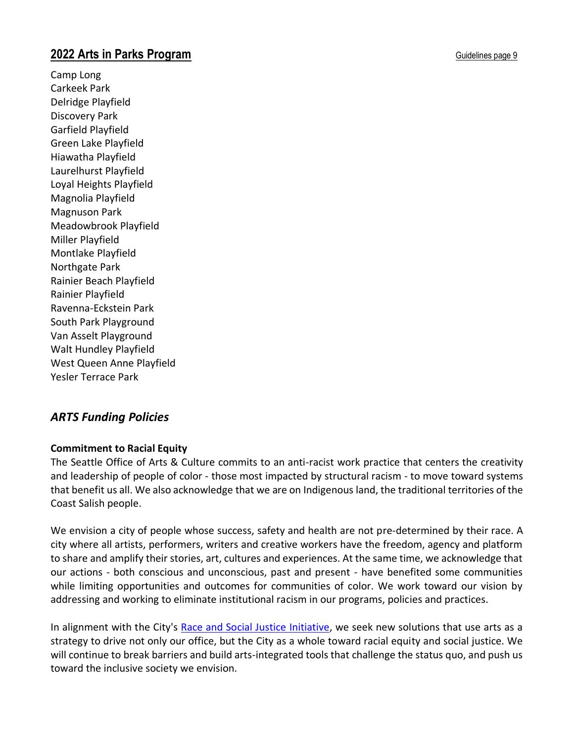Camp Long
Carkeek Park
Delridge Playfield
Discovery Park
Garfield Playfield
Green Lake Playfield
Hiawatha Playfield
Laurelhurst Playfield
Loyal Heights Playfield
Magnolia Playfield
Magnuson Park
Meadowbrook Playfield
Miller Playfield
Montlake Playfield
Northgate Park
Rainier Beach Playfield
Rainier Playfield
Ravenna-Eckstein Park
South Park Playground
Van Asselt Playground
Walt Hundley Playfield
West Queen Anne Playfield
Yesler Terrace Park

## *ARTS Funding Policies*

**Commitment to Racial Equity**

The Seattle Office of Arts & Culture commits to an anti-racist work practice that centers the creativity and leadership of people of color - those most impacted by structural racism - to move toward systems that benefit us all. We also acknowledge that we are on Indigenous land, the traditional territories of the Coast Salish people.

We envision a city of people whose success, safety and health are not pre-determined by their race. A city where all artists, performers, writers and creative workers have the freedom, agency and platform to share and amplify their stories, art, cultures and experiences. At the same time, we acknowledge that our actions - both conscious and unconscious, past and present - have benefited some communities while limiting opportunities and outcomes for communities of color. We work toward our vision by addressing and working to eliminate institutional racism in our programs, policies and practices.

In alignment with the City's Race and Social Justice Initiative, we seek new solutions that use arts as a strategy to drive not only our office, but the City as a whole toward racial equity and social justice. We will continue to break barriers and build arts-integrated tools that challenge the status quo, and push us toward the inclusive society we envision.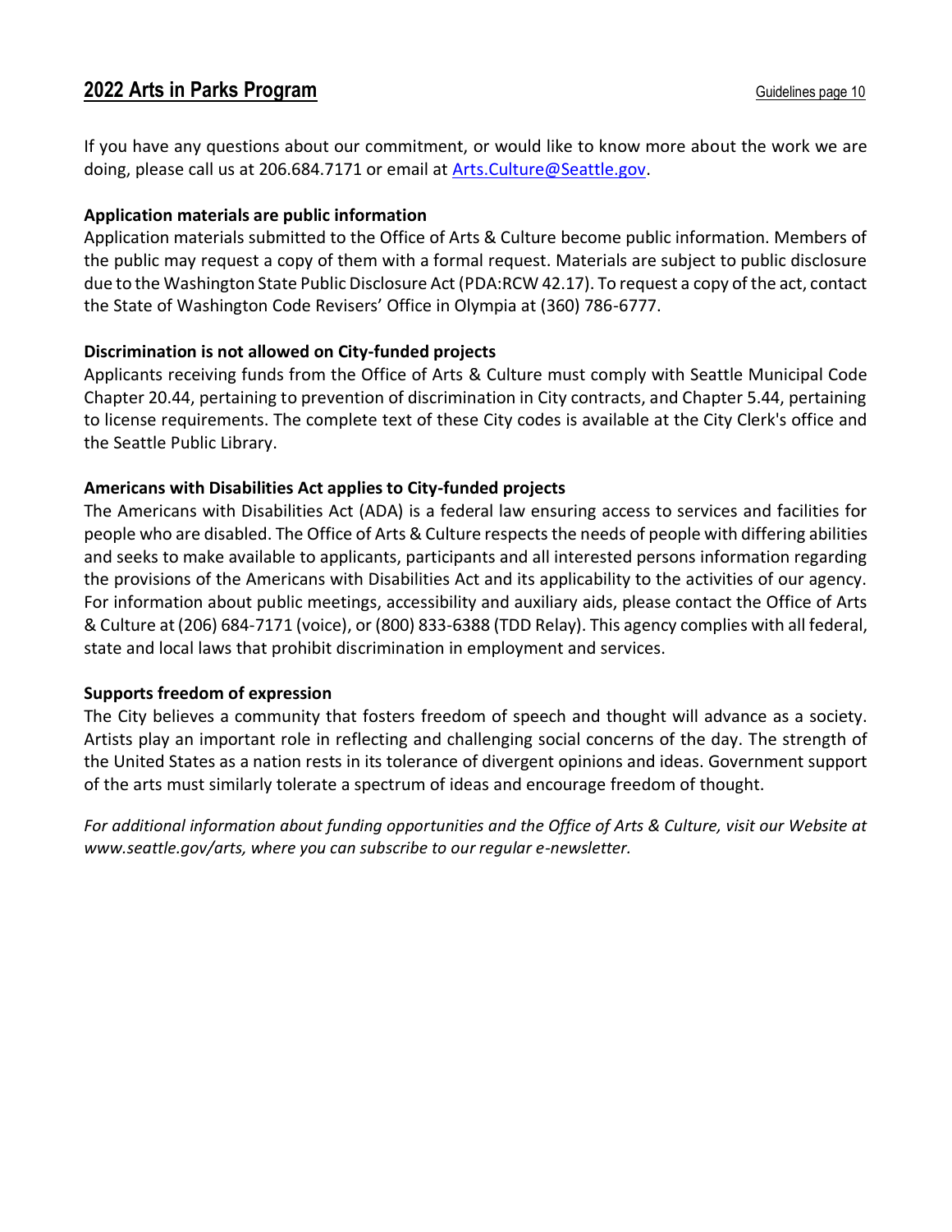If you have any questions about our commitment, or would like to know more about the work we are doing, please call us at 206.684.7171 or email at Arts.Culture@Seattle.gov.

**Application materials are public information**

Application materials submitted to the Office of Arts & Culture become public information. Members of the public may request a copy of them with a formal request. Materials are subject to public disclosure due to the Washington State Public Disclosure Act (PDA:RCW 42.17). To request a copy of the act, contact the State of Washington Code Revisers' Office in Olympia at (360) 786-6777.

**Discrimination is not allowed on City-funded projects**

Applicants receiving funds from the Office of Arts & Culture must comply with Seattle Municipal Code Chapter 20.44, pertaining to prevention of discrimination in City contracts, and Chapter 5.44, pertaining to license requirements. The complete text of these City codes is available at the City Clerk's office and the Seattle Public Library.

**Americans with Disabilities Act applies to City-funded projects**

The Americans with Disabilities Act (ADA) is a federal law ensuring access to services and facilities for people who are disabled. The Office of Arts & Culture respects the needs of people with differing abilities and seeks to make available to applicants, participants and all interested persons information regarding the provisions of the Americans with Disabilities Act and its applicability to the activities of our agency. For information about public meetings, accessibility and auxiliary aids, please contact the Office of Arts & Culture at (206) 684-7171 (voice), or (800) 833-6388 (TDD Relay). This agency complies with all federal, state and local laws that prohibit discrimination in employment and services.

**Supports freedom of expression**

The City believes a community that fosters freedom of speech and thought will advance as a society. Artists play an important role in reflecting and challenging social concerns of the day. The strength of the United States as a nation rests in its tolerance of divergent opinions and ideas. Government support of the arts must similarly tolerate a spectrum of ideas and encourage freedom of thought.

*For additional information about funding opportunities and the Office of Arts & Culture, visit our Website at www.seattle.gov/arts, where you can subscribe to our regular e-newsletter.*